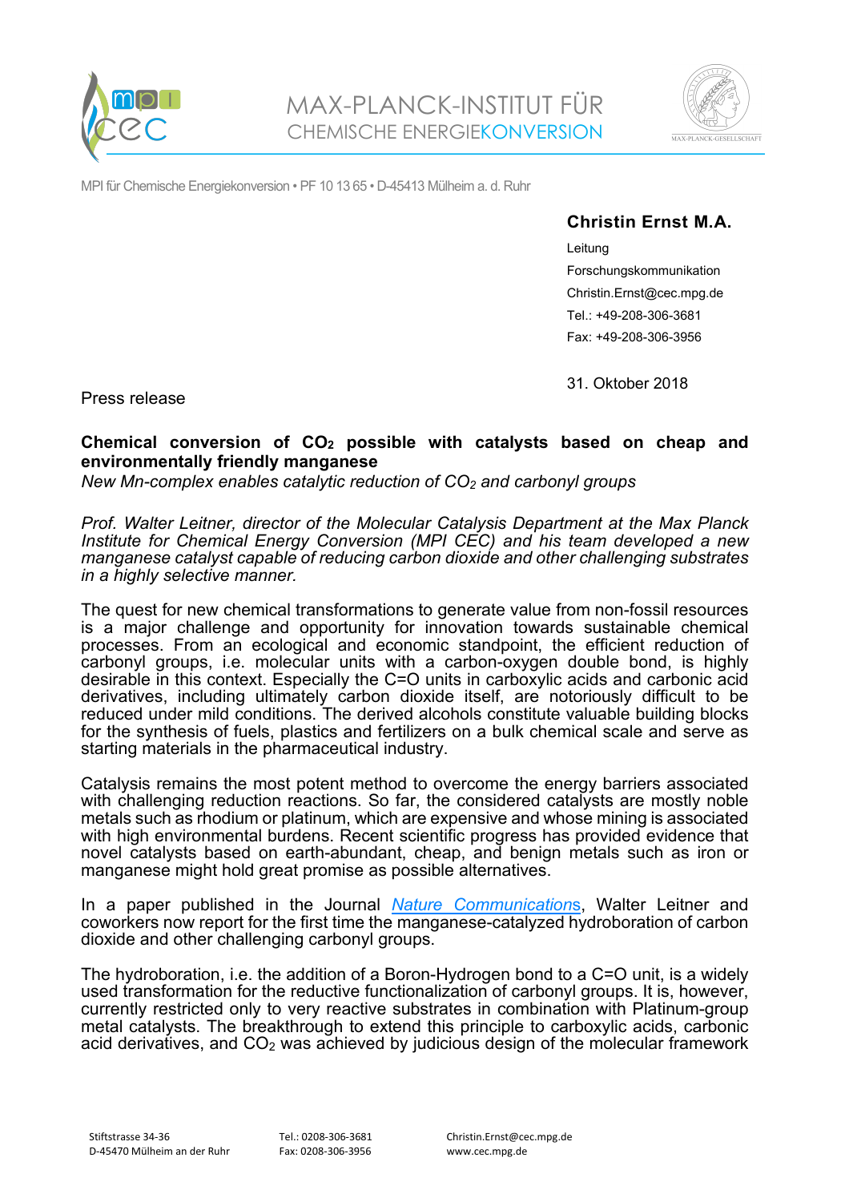MAX-PLANCK-INSTITUT FÜR
CHEMISCHE ENERGIEKONVERSION

MPI für Chemische Energiekonversion • PF 10 13 65 • D-45413 Mülheim a. d. Ruhr

**Christin Ernst M.A.**
Leitung
Forschungskommunikation
Christin.Ernst@cec.mpg.de
Tel.: +49-208-306-3681
Fax: +49-208-306-3956

31. Oktober 2018

Press release

**Chemical conversion of $CO_2$ possible with catalysts based on cheap and environmentally friendly manganese**

*New Mn-complex enables catalytic reduction of $CO_2$ and carbonyl groups*

*Prof. Walter Leitner, director of the Molecular Catalysis Department at the Max Planck Institute for Chemical Energy Conversion (MPI CEC) and his team developed a new manganese catalyst capable of reducing carbon dioxide and other challenging substrates in a highly selective manner.*

The quest for new chemical transformations to generate value from non-fossil resources is a major challenge and opportunity for innovation towards sustainable chemical processes. From an ecological and economic standpoint, the efficient reduction of carbonyl groups, i.e. molecular units with a carbon-oxygen double bond, is highly desirable in this context. Especially the C=O units in carboxylic acids and carbonic acid derivatives, including ultimately carbon dioxide itself, are notoriously difficult to be reduced under mild conditions. The derived alcohols constitute valuable building blocks for the synthesis of fuels, plastics and fertilizers on a bulk chemical scale and serve as starting materials in the pharmaceutical industry.

Catalysis remains the most potent method to overcome the energy barriers associated with challenging reduction reactions. So far, the considered catalysts are mostly noble metals such as rhodium or platinum, which are expensive and whose mining is associated with high environmental burdens. Recent scientific progress has provided evidence that novel catalysts based on earth-abundant, cheap, and benign metals such as iron or manganese might hold great promise as possible alternatives.

In a paper published in the Journal *Nature Communications*, Walter Leitner and coworkers now report for the first time the manganese-catalyzed hydroboration of carbon dioxide and other challenging carbonyl groups.

The hydroboration, i.e. the addition of a Boron-Hydrogen bond to a C=O unit, is a widely used transformation for the reductive functionalization of carbonyl groups. It is, however, currently restricted only to very reactive substrates in combination with Platinum-group metal catalysts. The breakthrough to extend this principle to carboxylic acids, carbonic acid derivatives, and $CO_2$ was achieved by judicious design of the molecular framework

Stiftstrasse 34-36
D-45470 Mülheim an der Ruhr

Tel.: 0208-306-3681
Fax: 0208-306-3956

Christin.Ernst@cec.mpg.de
www.cec.mpg.de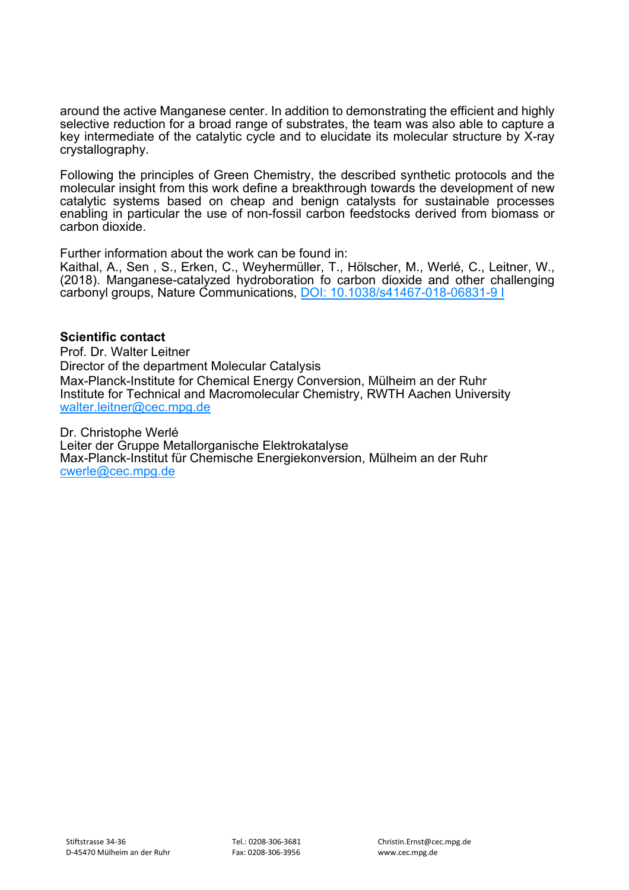around the active Manganese center. In addition to demonstrating the efficient and highly selective reduction for a broad range of substrates, the team was also able to capture a key intermediate of the catalytic cycle and to elucidate its molecular structure by X-ray crystallography.

Following the principles of Green Chemistry, the described synthetic protocols and the molecular insight from this work define a breakthrough towards the development of new catalytic systems based on cheap and benign catalysts for sustainable processes enabling in particular the use of non-fossil carbon feedstocks derived from biomass or carbon dioxide.

Further information about the work can be found in:
Kaithal, A., Sen , S., Erken, C., Weyhermüller, T., Hölscher, M., Werlé, C., Leitner, W., (2018). Manganese-catalyzed hydroboration fo carbon dioxide and other challenging carbonyl groups, Nature Communications, DOI: 10.1038/s41467-018-06831-9 l

**Scientific contact**
Prof. Dr. Walter Leitner
Director of the department Molecular Catalysis
Max-Planck-Institute for Chemical Energy Conversion, Mülheim an der Ruhr
Institute for Technical and Macromolecular Chemistry, RWTH Aachen University
walter.leitner@cec.mpg.de

Dr. Christophe Werlé
Leiter der Gruppe Metallorganische Elektrokatalyse
Max-Planck-Institut für Chemische Energiekonversion, Mülheim an der Ruhr
cwerle@cec.mpg.de

Stiftstrasse 34-36
D-45470 Mülheim an der Ruhr

Tel.: 0208-306-3681
Fax: 0208-306-3956

Christin.Ernst@cec.mpg.de
www.cec.mpg.de